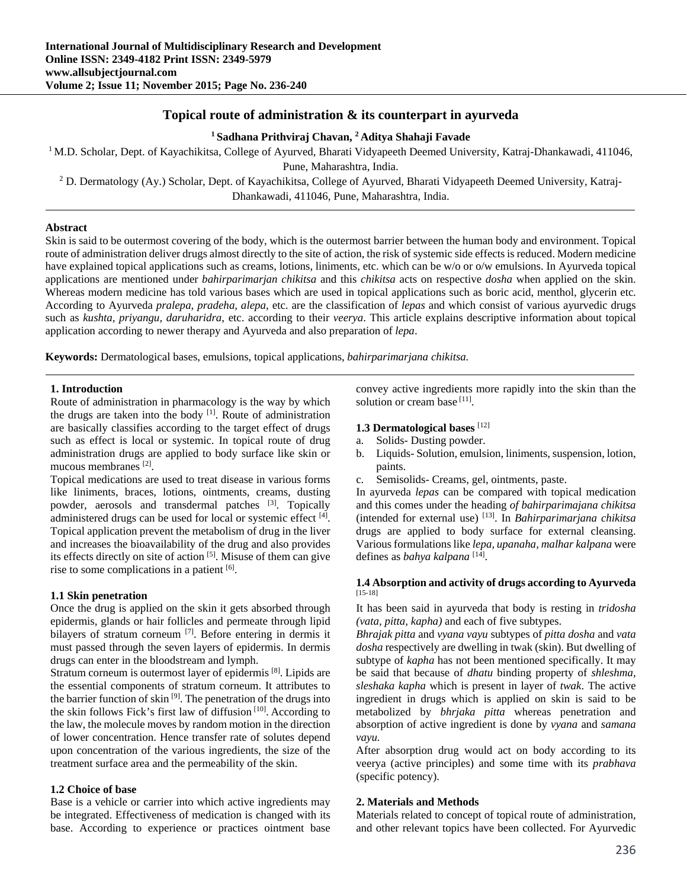# Topical route of administration & its counterpart in ayurveda

**[1] Sadhana Prithviraj Chavan, [2] Aditya Shahaji Favade**

[1] M.D. Scholar, Dept. of Kayachikitsa, College of Ayurved, Bharati Vidyapeeth Deemed University, Katraj-Dhankawadi, 411046, Pune, Maharashtra, India.

[2] D. Dermatology (Ay.) Scholar, Dept. of Kayachikitsa, College of Ayurved, Bharati Vidyapeeth Deemed University, Katraj-Dhankawadi, 411046, Pune, Maharashtra, India.

---

**Abstract**

Skin is said to be outermost covering of the body, which is the outermost barrier between the human body and environment. Topical route of administration deliver drugs almost directly to the site of action, the risk of systemic side effects is reduced. Modern medicine have explained topical applications such as creams, lotions, liniments, etc. which can be w/o or o/w emulsions. In Ayurveda topical applications are mentioned under *bahirparimarjan chikitsa* and this *chikitsa* acts on respective *dosha* when applied on the skin. Whereas modern medicine has told various bases which are used in topical applications such as boric acid, menthol, glycerin etc. According to Ayurveda *pralepa, pradeha, alepa*, etc. are the classification of *lepas* and which consist of various ayurvedic drugs such as *kushta, priyangu, daruharidra*, etc. according to their *veerya*. This article explains descriptive information about topical application according to newer therapy and Ayurveda and also preparation of *lepa*.

**Keywords:** Dermatological bases, emulsions, topical applications, *bahirparimarjana chikitsa.*

---

## 1. Introduction

Route of administration in pharmacology is the way by which the drugs are taken into the body [1]. Route of administration are basically classifies according to the target effect of drugs such as effect is local or systemic. In topical route of drug administration drugs are applied to body surface like skin or mucous membranes [2].

Topical medications are used to treat disease in various forms like liniments, braces, lotions, ointments, creams, dusting powder, aerosols and transdermal patches [3]. Topically administered drugs can be used for local or systemic effect [4]. Topical application prevent the metabolism of drug in the liver and increases the bioavailability of the drug and also provides its effects directly on site of action [5]. Misuse of them can give rise to some complications in a patient [6].

### 1.1 Skin penetration

Once the drug is applied on the skin it gets absorbed through epidermis, glands or hair follicles and permeate through lipid bilayers of stratum corneum [7]. Before entering in dermis it must passed through the seven layers of epidermis. In dermis drugs can enter in the bloodstream and lymph.

Stratum corneum is outermost layer of epidermis [8]. Lipids are the essential components of stratum corneum. It attributes to the barrier function of skin [9]. The penetration of the drugs into the skin follows Fick's first law of diffusion [10]. According to the law, the molecule moves by random motion in the direction of lower concentration. Hence transfer rate of solutes depend upon concentration of the various ingredients, the size of the treatment surface area and the permeability of the skin.

### 1.2 Choice of base

Base is a vehicle or carrier into which active ingredients may be integrated. Effectiveness of medication is changed with its base. According to experience or practices ointment base convey active ingredients more rapidly into the skin than the solution or cream base [11].

### 1.3 Dermatological bases [12]

a. Solids- Dusting powder.
b. Liquids- Solution, emulsion, liniments, suspension, lotion, paints.
c. Semisolids- Creams, gel, ointments, paste.

In ayurveda *lepas* can be compared with topical medication and this comes under the heading *of bahirparimajana chikitsa* (intended for external use) [13]. In *Bahirparimarjana chikitsa* drugs are applied to body surface for external cleansing. Various formulations like *lepa, upanaha, malhar kalpana* were defines as *bahya kalpana* [14].

### 1.4 Absorption and activity of drugs according to Ayurveda [15-18]

It has been said in ayurveda that body is resting in *tridosha (vata, pitta, kapha)* and each of five subtypes.

*Bhrajak pitta* and *vyana vayu* subtypes of *pitta dosha* and *vata dosha* respectively are dwelling in twak (skin). But dwelling of subtype of *kapha* has not been mentioned specifically. It may be said that because of *dhatu* binding property of *shleshma, sleshaka kapha* which is present in layer of *twak*. The active ingredient in drugs which is applied on skin is said to be metabolized by *bhrjaka pitta* whereas penetration and absorption of active ingredient is done by *vyana* and *samana vayu.*

After absorption drug would act on body according to its veerya (active principles) and some time with its *prabhava* (specific potency).

## 2. Materials and Methods

Materials related to concept of topical route of administration, and other relevant topics have been collected. For Ayurvedic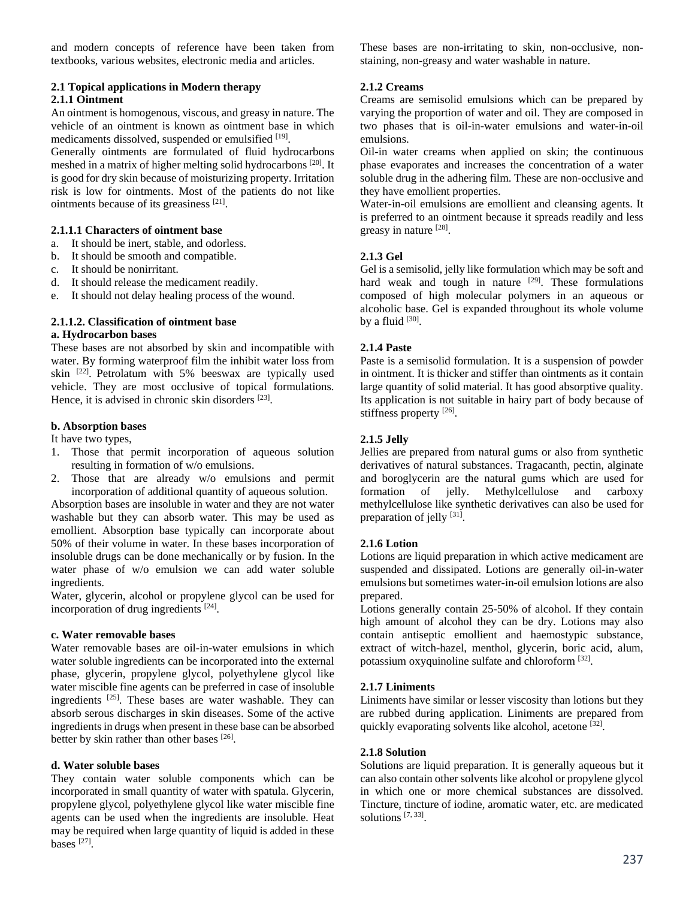and modern concepts of reference have been taken from textbooks, various websites, electronic media and articles.

### 2.1 Topical applications in Modern therapy

#### 2.1.1 Ointment

An ointment is homogenous, viscous, and greasy in nature. The vehicle of an ointment is known as ointment base in which medicaments dissolved, suspended or emulsified [19].

Generally ointments are formulated of fluid hydrocarbons meshed in a matrix of higher melting solid hydrocarbons [20]. It is good for dry skin because of moisturizing property. Irritation risk is low for ointments. Most of the patients do not like ointments because of its greasiness [21].

##### 2.1.1.1 Characters of ointment base

a. It should be inert, stable, and odorless.
b. It should be smooth and compatible.
c. It should be nonirritant.
d. It should release the medicament readily.
e. It should not delay healing process of the wound.

##### 2.1.1.2. Classification of ointment base

**a. Hydrocarbon bases**

These bases are not absorbed by skin and incompatible with water. By forming waterproof film the inhibit water loss from skin [22]. Petrolatum with 5% beeswax are typically used vehicle. They are most occlusive of topical formulations. Hence, it is advised in chronic skin disorders [23].

**b. Absorption bases**

It have two types,

1. Those that permit incorporation of aqueous solution resulting in formation of w/o emulsions.
2. Those that are already w/o emulsions and permit incorporation of additional quantity of aqueous solution.

Absorption bases are insoluble in water and they are not water washable but they can absorb water. This may be used as emollient. Absorption base typically can incorporate about 50% of their volume in water. In these bases incorporation of insoluble drugs can be done mechanically or by fusion. In the water phase of w/o emulsion we can add water soluble ingredients.

Water, glycerin, alcohol or propylene glycol can be used for incorporation of drug ingredients [24].

**c. Water removable bases**

Water removable bases are oil-in-water emulsions in which water soluble ingredients can be incorporated into the external phase, glycerin, propylene glycol, polyethylene glycol like water miscible fine agents can be preferred in case of insoluble ingredients [25]. These bases are water washable. They can absorb serous discharges in skin diseases. Some of the active ingredients in drugs when present in these base can be absorbed better by skin rather than other bases [26].

**d. Water soluble bases**

They contain water soluble components which can be incorporated in small quantity of water with spatula. Glycerin, propylene glycol, polyethylene glycol like water miscible fine agents can be used when the ingredients are insoluble. Heat may be required when large quantity of liquid is added in these bases [27].

These bases are non-irritating to skin, non-occlusive, non-staining, non-greasy and water washable in nature.

#### 2.1.2 Creams

Creams are semisolid emulsions which can be prepared by varying the proportion of water and oil. They are composed in two phases that is oil-in-water emulsions and water-in-oil emulsions.

Oil-in water creams when applied on skin; the continuous phase evaporates and increases the concentration of a water soluble drug in the adhering film. These are non-occlusive and they have emollient properties.

Water-in-oil emulsions are emollient and cleansing agents. It is preferred to an ointment because it spreads readily and less greasy in nature [28].

#### 2.1.3 Gel

Gel is a semisolid, jelly like formulation which may be soft and hard weak and tough in nature [29]. These formulations composed of high molecular polymers in an aqueous or alcoholic base. Gel is expanded throughout its whole volume by a fluid [30].

#### 2.1.4 Paste

Paste is a semisolid formulation. It is a suspension of powder in ointment. It is thicker and stiffer than ointments as it contain large quantity of solid material. It has good absorptive quality. Its application is not suitable in hairy part of body because of stiffness property [26].

#### 2.1.5 Jelly

Jellies are prepared from natural gums or also from synthetic derivatives of natural substances. Tragacanth, pectin, alginate and boroglycerin are the natural gums which are used for formation of jelly. Methylcellulose and carboxy methylcellulose like synthetic derivatives can also be used for preparation of jelly [31].

#### 2.1.6 Lotion

Lotions are liquid preparation in which active medicament are suspended and dissipated. Lotions are generally oil-in-water emulsions but sometimes water-in-oil emulsion lotions are also prepared.

Lotions generally contain 25-50% of alcohol. If they contain high amount of alcohol they can be dry. Lotions may also contain antiseptic emollient and haemostypic substance, extract of witch-hazel, menthol, glycerin, boric acid, alum, potassium oxyquinoline sulfate and chloroform [32].

#### 2.1.7 Liniments

Liniments have similar or lesser viscosity than lotions but they are rubbed during application. Liniments are prepared from quickly evaporating solvents like alcohol, acetone [32].

#### 2.1.8 Solution

Solutions are liquid preparation. It is generally aqueous but it can also contain other solvents like alcohol or propylene glycol in which one or more chemical substances are dissolved. Tincture, tincture of iodine, aromatic water, etc. are medicated solutions [7, 33].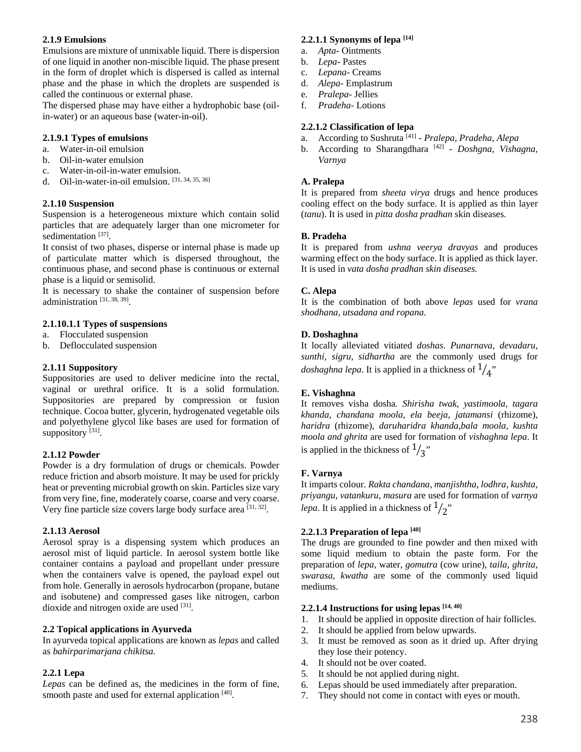### 2.1.9 Emulsions

Emulsions are mixture of unmixable liquid. There is dispersion of one liquid in another non-miscible liquid. The phase present in the form of droplet which is dispersed is called as internal phase and the phase in which the droplets are suspended is called the continuous or external phase.

The dispersed phase may have either a hydrophobic base (oil-in-water) or an aqueous base (water-in-oil).

#### 2.1.9.1 Types of emulsions

a. Water-in-oil emulsion
b. Oil-in-water emulsion
c. Water-in-oil-in-water emulsion.
d. Oil-in-water-in-oil emulsion. [31, 34, 35, 36]

### 2.1.10 Suspension

Suspension is a heterogeneous mixture which contain solid particles that are adequately larger than one micrometer for sedimentation [37].

It consist of two phases, disperse or internal phase is made up of particulate matter which is dispersed throughout, the continuous phase, and second phase is continuous or external phase is a liquid or semisolid.

It is necessary to shake the container of suspension before administration [31, 38, 39].

#### 2.1.10.1.1 Types of suspensions

a. Flocculated suspension
b. Deflocculated suspension

### 2.1.11 Suppository

Suppositories are used to deliver medicine into the rectal, vaginal or urethral orifice. It is a solid formulation. Suppositories are prepared by compression or fusion technique. Cocoa butter, glycerin, hydrogenated vegetable oils and polyethylene glycol like bases are used for formation of suppository [31].

### 2.1.12 Powder

Powder is a dry formulation of drugs or chemicals. Powder reduce friction and absorb moisture. It may be used for prickly heat or preventing microbial growth on skin. Particles size vary from very fine, fine, moderately coarse, coarse and very coarse. Very fine particle size covers large body surface area [31, 32].

### 2.1.13 Aerosol

Aerosol spray is a dispensing system which produces an aerosol mist of liquid particle. In aerosol system bottle like container contains a payload and propellant under pressure when the containers valve is opened, the payload expel out from hole. Generally in aerosols hydrocarbon (propane, butane and isobutene) and compressed gases like nitrogen, carbon dioxide and nitrogen oxide are used [31].

## 2.2 Topical applications in Ayurveda

In ayurveda topical applications are known as *lepas* and called as *bahirparimarjana chikitsa.*

### 2.2.1 Lepa

*Lepas* can be defined as, the medicines in the form of fine, smooth paste and used for external application [40].

#### 2.2.1.1 Synonyms of lepa [14]

a. *Apta*- Ointments
b. *Lepa*- Pastes
c. *Lepana*- Creams
d. *Alepa*- Emplastrum
e. *Pralepa*- Jellies
f. *Pradeha*- Lotions

#### 2.2.1.2 Classification of lepa

a. According to Sushruta [41] - *Pralepa, Pradeha, Alepa*
b. According to Sharangdhara [42] - *Doshgna, Vishagna, Varnya*

**A. Pralepa**

It is prepared from *sheeta virya* drugs and hence produces cooling effect on the body surface. It is applied as thin layer (*tanu*). It is used in *pitta dosha pradhan* skin diseases.

**B. Pradeha**

It is prepared from *ushna veerya dravyas* and produces warming effect on the body surface. It is applied as thick layer. It is used in *vata dosha pradhan skin diseases.*

**C. Alepa**

It is the combination of both above *lepas* used for *vrana shodhana, utsadana and ropana.*

**D. Doshaghna**

It locally alleviated vitiated *doshas*. *Punarnava, devadaru, sunthi, sigru, sidhartha* are the commonly used drugs for *doshaghna lepa*. It is applied in a thickness of $1/_4$"

**E. Vishaghna**

It removes visha dosha. *Shirisha twak, yastimoola, tagara khanda, chandana moola, ela beeja, jatamansi* (rhizome), *haridra* (rhizome), *daruharidra khanda,bala moola, kushta moola and ghrita* are used for formation of *vishaghna lepa*. It is applied in the thickness of $1/_3$"

**F. Varnya**

It imparts colour. *Rakta chandana, manjishtha, lodhra, kushta, priyangu, vatankuru, masura* are used for formation of *varnya lepa*. It is applied in a thickness of $1/_2$"

#### 2.2.1.3 Preparation of lepa [40]

The drugs are grounded to fine powder and then mixed with some liquid medium to obtain the paste form. For the preparation of *lepa*, water, *gomutra* (cow urine), *taila, ghrita, swarasa, kwatha* are some of the commonly used liquid mediums.

#### 2.2.1.4 Instructions for using lepas [14, 40]

1. It should be applied in opposite direction of hair follicles.
2. It should be applied from below upwards.
3. It must be removed as soon as it dried up. After drying they lose their potency.
4. It should not be over coated.
5. It should be not applied during night.
6. Lepas should be used immediately after preparation.
7. They should not come in contact with eyes or mouth.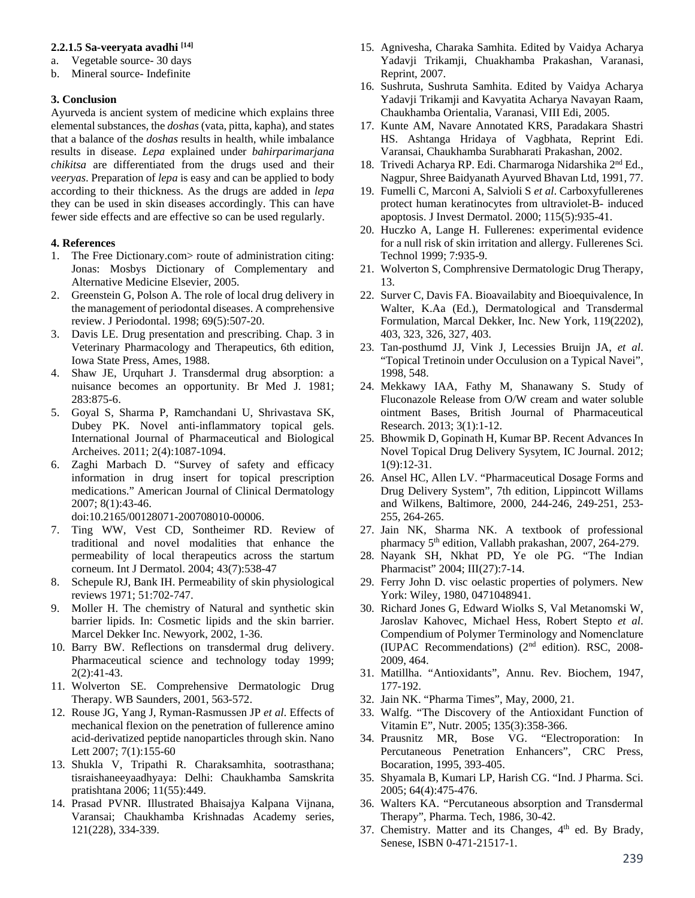#### 2.2.1.5 Sa-veeryata avadhi [14]

a. Vegetable source- 30 days
b. Mineral source- Indefinite

### 3. Conclusion

Ayurveda is ancient system of medicine which explains three elemental substances, the *doshas* (vata, pitta, kapha), and states that a balance of the *doshas* results in health, while imbalance results in disease. *Lepa* explained under *bahirparimarjana chikitsa* are differentiated from the drugs used and their *veeryas*. Preparation of *lepa* is easy and can be applied to body according to their thickness. As the drugs are added in *lepa* they can be used in skin diseases accordingly. This can have fewer side effects and are effective so can be used regularly.

### 4. References

1. The Free Dictionary.com> route of administration citing: Jonas: Mosbys Dictionary of Complementary and Alternative Medicine Elsevier, 2005.
2. Greenstein G, Polson A. The role of local drug delivery in the management of periodontal diseases. A comprehensive review. J Periodontal. 1998; 69(5):507-20.
3. Davis LE. Drug presentation and prescribing. Chap. 3 in Veterinary Pharmacology and Therapeutics, 6th edition, Iowa State Press, Ames, 1988.
4. Shaw JE, Urquhart J. Transdermal drug absorption: a nuisance becomes an opportunity. Br Med J. 1981; 283:875-6.
5. Goyal S, Sharma P, Ramchandani U, Shrivastava SK, Dubey PK. Novel anti-inflammatory topical gels. International Journal of Pharmaceutical and Biological Archeives. 2011; 2(4):1087-1094.
6. Zaghi Marbach D. "Survey of safety and efficacy information in drug insert for topical prescription medications." American Journal of Clinical Dermatology 2007; 8(1):43-46. doi:10.2165/00128071-200708010-00006.
7. Ting WW, Vest CD, Sontheimer RD. Review of traditional and novel modalities that enhance the permeability of local therapeutics across the startum corneum. Int J Dermatol. 2004; 43(7):538-47
8. Schepule RJ, Bank IH. Permeability of skin physiological reviews 1971; 51:702-747.
9. Moller H. The chemistry of Natural and synthetic skin barrier lipids. In: Cosmetic lipids and the skin barrier. Marcel Dekker Inc. Newyork, 2002, 1-36.
10. Barry BW. Reflections on transdermal drug delivery. Pharmaceutical science and technology today 1999; 2(2):41-43.
11. Wolverton SE. Comprehensive Dermatologic Drug Therapy. WB Saunders, 2001, 563-572.
12. Rouse JG, Yang J, Ryman-Rasmussen JP *et al*. Effects of mechanical flexion on the penetration of fullerence amino acid-derivatized peptide nanoparticles through skin. Nano Lett 2007; 7(1):155-60
13. Shukla V, Tripathi R. Charaksamhita, sootrasthana; tisraishaneeyaadhyaya: Delhi: Chaukhamba Samskrita pratishtana 2006; 11(55):449.
14. Prasad PVNR. Illustrated Bhaisajya Kalpana Vijnana, Varansai; Chaukhamba Krishnadas Academy series, 121(228), 334-339.
15. Agnivesha, Charaka Samhita. Edited by Vaidya Acharya Yadavji Trikamji, Chuakhamba Prakashan, Varanasi, Reprint, 2007.
16. Sushruta, Sushruta Samhita. Edited by Vaidya Acharya Yadavji Trikamji and Kavyatita Acharya Navayan Raam, Chaukhamba Orientalia, Varanasi, VIII Edi, 2005.
17. Kunte AM, Navare Annotated KRS, Paradakara Shastri HS. Ashtanga Hridaya of Vagbhata, Reprint Edi. Varansai, Chaukhamba Surabharati Prakashan, 2002.
18. Trivedi Acharya RP. Edi. Charmaroga Nidarshika 2nd Ed., Nagpur, Shree Baidyanath Ayurved Bhavan Ltd, 1991, 77.
19. Fumelli C, Marconi A, Salvioli S *et al*. Carboxyfullerenes protect human keratinocytes from ultraviolet-B- induced apoptosis. J Invest Dermatol. 2000; 115(5):935-41.
20. Huczko A, Lange H. Fullerenes: experimental evidence for a null risk of skin irritation and allergy. Fullerenes Sci. Technol 1999; 7:935-9.
21. Wolverton S, Comphrensive Dermatologic Drug Therapy, 13.
22. Surver C, Davis FA. Bioavailabity and Bioequivalence, In Walter, K.Aa (Ed.), Dermatological and Transdermal Formulation, Marcal Dekker, Inc. New York, 119(2202), 403, 323, 326, 327, 403.
23. Tan-posthumd JJ, Vink J, Lecessies Bruijn JA, *et al*. "Topical Tretinoin under Occulusion on a Typical Navei", 1998, 548.
24. Mekkawy IAA, Fathy M, Shanawany S. Study of Fluconazole Release from O/W cream and water soluble ointment Bases, British Journal of Pharmaceutical Research. 2013; 3(1):1-12.
25. Bhowmik D, Gopinath H, Kumar BP. Recent Advances In Novel Topical Drug Delivery Sysytem, IC Journal. 2012; 1(9):12-31.
26. Ansel HC, Allen LV. "Pharmaceutical Dosage Forms and Drug Delivery System", 7th edition, Lippincott Willams and Wilkens, Baltimore, 2000, 244-246, 249-251, 253-255, 264-265.
27. Jain NK, Sharma NK. A textbook of professional pharmacy 5th edition, Vallabh prakashan, 2007, 264-279.
28. Nayank SH, Nkhat PD, Ye ole PG. "The Indian Pharmacist" 2004; III(27):7-14.
29. Ferry John D. visc oelastic properties of polymers. New York: Wiley, 1980, 0471048941.
30. Richard Jones G, Edward Wiolks S, Val Metanomski W, Jaroslav Kahovec, Michael Hess, Robert Stepto *et al*. Compendium of Polymer Terminology and Nomenclature (IUPAC Recommendations) (2nd edition). RSC, 2008-2009, 464.
31. Matillha. "Antioxidants", Annu. Rev. Biochem, 1947, 177-192.
32. Jain NK. "Pharma Times", May, 2000, 21.
33. Walfg. "The Discovery of the Antioxidant Function of Vitamin E", Nutr. 2005; 135(3):358-366.
34. Prausnitz MR, Bose VG. "Electroporation: In Percutaneous Penetration Enhancers", CRC Press, Bocaration, 1995, 393-405.
35. Shyamala B, Kumari LP, Harish CG. "Ind. J Pharma. Sci. 2005; 64(4):475-476.
36. Walters KA. "Percutaneous absorption and Transdermal Therapy", Pharma. Tech, 1986, 30-42.
37. Chemistry. Matter and its Changes, 4th ed. By Brady, Senese, ISBN 0-471-21517-1.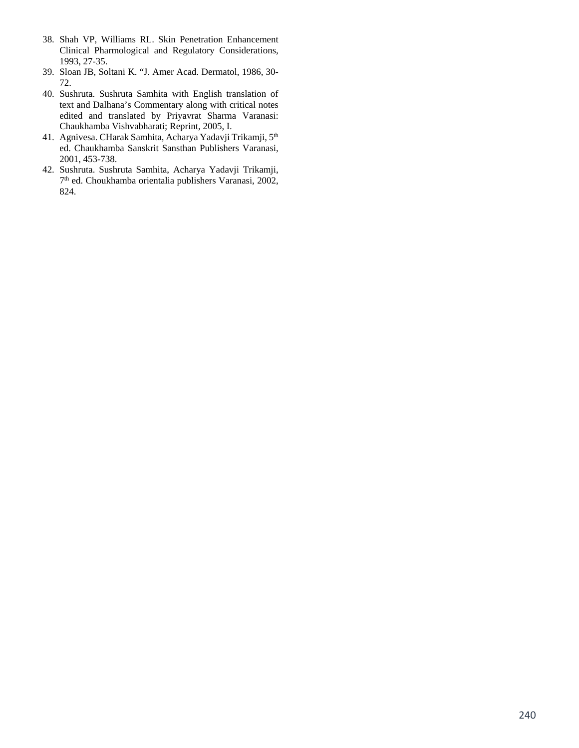38. Shah VP, Williams RL. Skin Penetration Enhancement Clinical Pharmological and Regulatory Considerations, 1993, 27-35.
39. Sloan JB, Soltani K. "J. Amer Acad. Dermatol, 1986, 30-72.
40. Sushruta. Sushruta Samhita with English translation of text and Dalhana's Commentary along with critical notes edited and translated by Priyavrat Sharma Varanasi: Chaukhamba Vishvabharati; Reprint, 2005, I.
41. Agnivesa. CHarak Samhita, Acharya Yadavji Trikamji, 5th ed. Chaukhamba Sanskrit Sansthan Publishers Varanasi, 2001, 453-738.
42. Sushruta. Sushruta Samhita, Acharya Yadavji Trikamji, 7th ed. Choukhamba orientalia publishers Varanasi, 2002, 824.